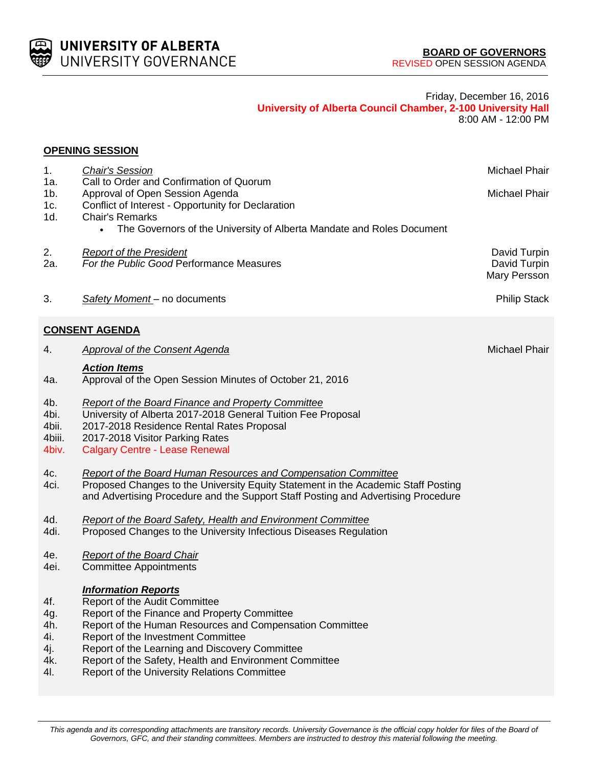**UNIVERSITY OF ALBERTA**
UNIVERSITY GOVERNANCE

**BOARD OF GOVERNORS**
REVISED OPEN SESSION AGENDA

Friday, December 16, 2016
**University of Alberta Council Chamber, 2-100 University Hall**
8:00 AM - 12:00 PM

**OPENING SESSION**

| | | |
|---|---|---|
| 1. | *Chair's Session* | Michael Phair |
| 1a. | Call to Order and Confirmation of Quorum | |
| 1b. | Approval of Open Session Agenda | Michael Phair |
| 1c. | Conflict of Interest - Opportunity for Declaration | |
| 1d. | Chair's Remarks<br>• The Governors of the University of Alberta Mandate and Roles Document | |
| 2. | *Report of the President* | David Turpin |
| 2a. | *For the Public Good* Performance Measures | David Turpin<br>Mary Persson |
| 3. | *Safety Moment* – no documents | Philip Stack |

**CONSENT AGENDA**

| | | |
|---|---|---|
| 4. | *Approval of the Consent Agenda* | Michael Phair |
| | ***Action Items*** | |
| 4a. | Approval of the Open Session Minutes of October 21, 2016 | |
| 4b. | *Report of the Board Finance and Property Committee* | |
| 4bi. | University of Alberta 2017-2018 General Tuition Fee Proposal | |
| 4bii. | 2017-2018 Residence Rental Rates Proposal | |
| 4biii. | 2017-2018 Visitor Parking Rates | |
| 4biv. | Calgary Centre - Lease Renewal | |
| 4c. | *Report of the Board Human Resources and Compensation Committee* | |
| 4ci. | Proposed Changes to the University Equity Statement in the Academic Staff Posting and Advertising Procedure and the Support Staff Posting and Advertising Procedure | |
| 4d. | *Report of the Board Safety, Health and Environment Committee* | |
| 4di. | Proposed Changes to the University Infectious Diseases Regulation | |
| 4e. | *Report of the Board Chair* | |
| 4ei. | Committee Appointments | |
| | ***Information Reports*** | |
| 4f. | Report of the Audit Committee | |
| 4g. | Report of the Finance and Property Committee | |
| 4h. | Report of the Human Resources and Compensation Committee | |
| 4i. | Report of the Investment Committee | |
| 4j. | Report of the Learning and Discovery Committee | |
| 4k. | Report of the Safety, Health and Environment Committee | |
| 4l. | Report of the University Relations Committee | |

*This agenda and its corresponding attachments are transitory records. University Governance is the official copy holder for files of the Board of Governors, GFC, and their standing committees. Members are instructed to destroy this material following the meeting.*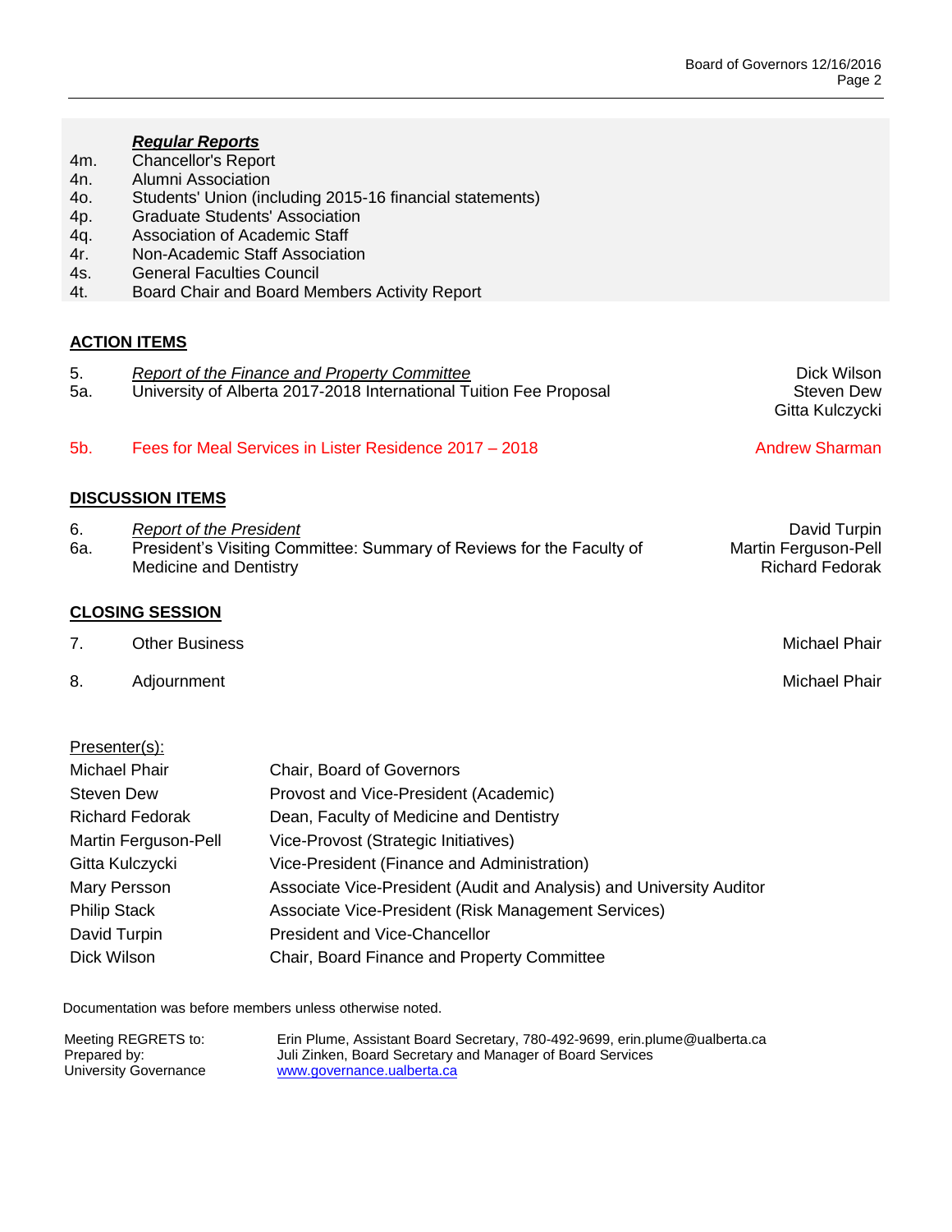***Regular Reports***

4m. Chancellor's Report
4n. Alumni Association
4o. Students' Union (including 2015-16 financial statements)
4p. Graduate Students' Association
4q. Association of Academic Staff
4r. Non-Academic Staff Association
4s. General Faculties Council
4t. Board Chair and Board Members Activity Report

## ACTION ITEMS

| | | |
|---|---|---|
| 5. | *Report of the Finance and Property Committee* | Dick Wilson |
| 5a. | University of Alberta 2017-2018 International Tuition Fee Proposal | Steven Dew<br>Gitta Kulczycki |
| 5b. | Fees for Meal Services in Lister Residence 2017 – 2018 | Andrew Sharman |

## DISCUSSION ITEMS

| | | |
|---|---|---|
| 6. | *Report of the President* | David Turpin |
| 6a. | President's Visiting Committee: Summary of Reviews for the Faculty of Medicine and Dentistry | Martin Ferguson-Pell<br>Richard Fedorak |

## CLOSING SESSION

| | | |
|---|---|---|
| 7. | Other Business | Michael Phair |
| 8. | Adjournment | Michael Phair |

Presenter(s):

| | |
|---|---|
| Michael Phair | Chair, Board of Governors |
| Steven Dew | Provost and Vice-President (Academic) |
| Richard Fedorak | Dean, Faculty of Medicine and Dentistry |
| Martin Ferguson-Pell | Vice-Provost (Strategic Initiatives) |
| Gitta Kulczycki | Vice-President (Finance and Administration) |
| Mary Persson | Associate Vice-President (Audit and Analysis) and University Auditor |
| Philip Stack | Associate Vice-President (Risk Management Services) |
| David Turpin | President and Vice-Chancellor |
| Dick Wilson | Chair, Board Finance and Property Committee |

Documentation was before members unless otherwise noted.

| | |
|---|---|
| Meeting REGRETS to: | Erin Plume, Assistant Board Secretary, 780-492-9699, erin.plume@ualberta.ca |
| Prepared by: | Juli Zinken, Board Secretary and Manager of Board Services |
| University Governance | www.governance.ualberta.ca |